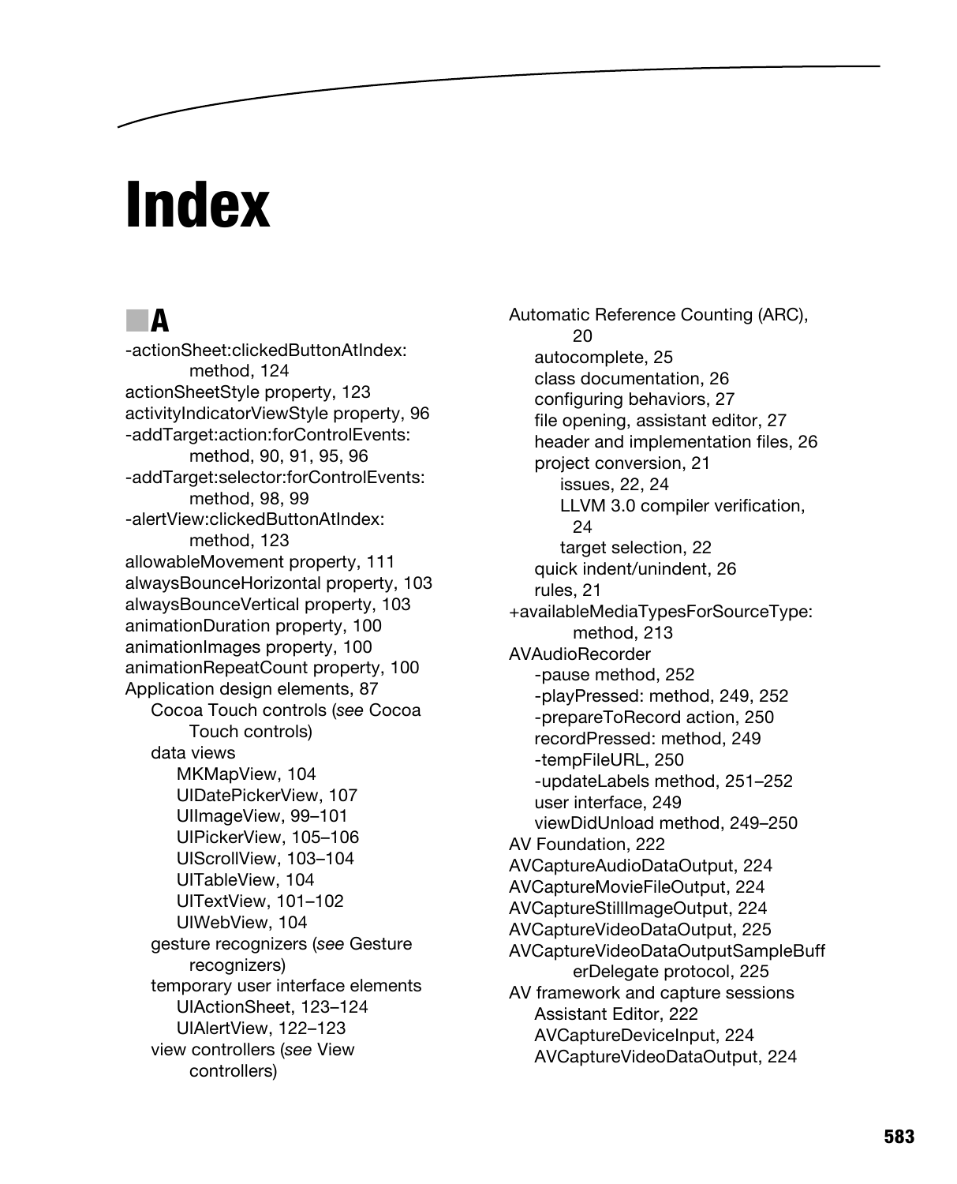# Index

## A

-actionSheet:clickedButtonAtIndex: method, 124
actionSheetStyle property, 123
activityIndicatorViewStyle property, 96
-addTarget:action:forControlEvents: method, 90, 91, 95, 96
-addTarget:selector:forControlEvents: method, 98, 99
-alertView:clickedButtonAtIndex: method, 123
allowableMovement property, 111
alwaysBounceHorizontal property, 103
alwaysBounceVertical property, 103
animationDuration property, 100
animationImages property, 100
animationRepeatCount property, 100
Application design elements, 87
- Cocoa Touch controls (*see* Cocoa Touch controls)
- data views
  - MKMapView, 104
  - UIDatePickerView, 107
  - UIImageView, 99–101
  - UIPickerView, 105–106
  - UIScrollView, 103–104
  - UITableView, 104
  - UITextView, 101–102
  - UIWebView, 104
- gesture recognizers (*see* Gesture recognizers)
- temporary user interface elements
  - UIActionSheet, 123–124
  - UIAlertView, 122–123
- view controllers (*see* View controllers)

Automatic Reference Counting (ARC), 20
- autocomplete, 25
- class documentation, 26
- configuring behaviors, 27
- file opening, assistant editor, 27
- header and implementation files, 26
- project conversion, 21
  - issues, 22, 24
  - LLVM 3.0 compiler verification, 24
  - target selection, 22
- quick indent/unindent, 26
- rules, 21

+availableMediaTypesForSourceType: method, 213
AVAudioRecorder
- -pause method, 252
- -playPressed: method, 249, 252
- -prepareToRecord action, 250
- recordPressed: method, 249
- -tempFileURL, 250
- -updateLabels method, 251–252
- user interface, 249
- viewDidUnload method, 249–250

AV Foundation, 222
AVCaptureAudioDataOutput, 224
AVCaptureMovieFileOutput, 224
AVCaptureStillImageOutput, 224
AVCaptureVideoDataOutput, 225
AVCaptureVideoDataOutputSampleBufferDelegate protocol, 225
AV framework and capture sessions
- Assistant Editor, 222
- AVCaptureDeviceInput, 224
- AVCaptureVideoDataOutput, 224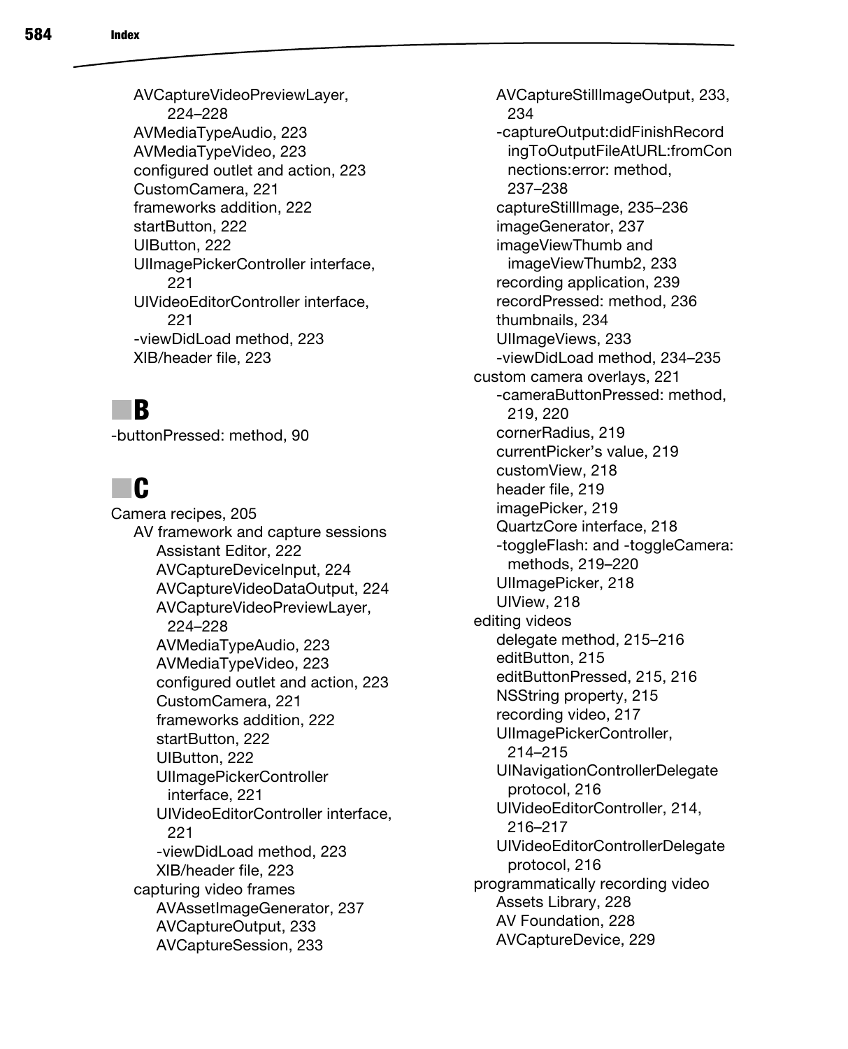AVCaptureVideoPreviewLayer, 224–228
AVMediaTypeAudio, 223
AVMediaTypeVideo, 223
configured outlet and action, 223
CustomCamera, 221
frameworks addition, 222
startButton, 222
UIButton, 222
UIImagePickerController interface, 221
UIVideoEditorController interface, 221
-viewDidLoad method, 223
XIB/header file, 223

## B

-buttonPressed: method, 90

## C

Camera recipes, 205
- AV framework and capture sessions
  - Assistant Editor, 222
  - AVCaptureDeviceInput, 224
  - AVCaptureVideoDataOutput, 224
  - AVCaptureVideoPreviewLayer, 224–228
  - AVMediaTypeAudio, 223
  - AVMediaTypeVideo, 223
  - configured outlet and action, 223
  - CustomCamera, 221
  - frameworks addition, 222
  - startButton, 222
  - UIButton, 222
  - UIImagePickerController interface, 221
  - UIVideoEditorController interface, 221
  - -viewDidLoad method, 223
  - XIB/header file, 223
- capturing video frames
  - AVAssetImageGenerator, 237
  - AVCaptureOutput, 233
  - AVCaptureSession, 233
  - AVCaptureStillImageOutput, 233, 234
  - -captureOutput:didFinishRecordingToOutputFileAtURL:fromConnections:error: method, 237–238
  - captureStillImage, 235–236
  - imageGenerator, 237
  - imageViewThumb and imageViewThumb2, 233
  - recording application, 239
  - recordPressed: method, 236
  - thumbnails, 234
  - UIImageViews, 233
  - -viewDidLoad method, 234–235
- custom camera overlays, 221
  - -cameraButtonPressed: method, 219, 220
  - cornerRadius, 219
  - currentPicker's value, 219
  - customView, 218
  - header file, 219
  - imagePicker, 219
  - QuartzCore interface, 218
  - -toggleFlash: and -toggleCamera: methods, 219–220
  - UIImagePicker, 218
  - UIView, 218
- editing videos
  - delegate method, 215–216
  - editButton, 215
  - editButtonPressed, 215, 216
  - NSString property, 215
  - recording video, 217
  - UIImagePickerController, 214–215
  - UINavigationControllerDelegate protocol, 216
  - UIVideoEditorController, 214, 216–217
  - UIVideoEditorControllerDelegate protocol, 216
- programmatically recording video
  - Assets Library, 228
  - AV Foundation, 228
  - AVCaptureDevice, 229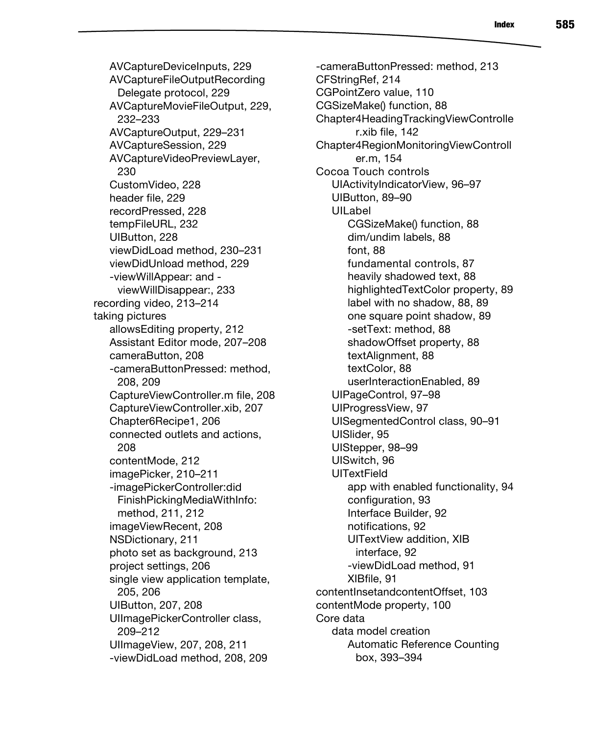AVCaptureDeviceInputs, 229
AVCaptureFileOutputRecording Delegate protocol, 229
AVCaptureMovieFileOutput, 229, 232–233
AVCaptureOutput, 229–231
AVCaptureSession, 229
AVCaptureVideoPreviewLayer, 230
CustomVideo, 228
header file, 229
recordPressed, 228
tempFileURL, 232
UIButton, 228
viewDidLoad method, 230–231
viewDidUnload method, 229
-viewWillAppear: and -viewWillDisappear:, 233

recording video, 213–214

taking pictures
allowsEditing property, 212
Assistant Editor mode, 207–208
cameraButton, 208
-cameraButtonPressed: method, 208, 209
CaptureViewController.m file, 208
CaptureViewController.xib, 207
Chapter6Recipe1, 206
connected outlets and actions, 208
contentMode, 212
imagePicker, 210–211
-imagePickerController:didFinishPickingMediaWithInfo: method, 211, 212
imageViewRecent, 208
NSDictionary, 211
photo set as background, 213
project settings, 206
single view application template, 205, 206
UIButton, 207, 208
UIImagePickerController class, 209–212
UIImageView, 207, 208, 211
-viewDidLoad method, 208, 209

-cameraButtonPressed: method, 213
CFStringRef, 214
CGPointZero value, 110
CGSizeMake() function, 88
Chapter4HeadingTrackingViewController.xib file, 142
Chapter4RegionMonitoringViewController.m, 154

Cocoa Touch controls
UIActivityIndicatorView, 96–97
UIButton, 89–90
UILabel
CGSizeMake() function, 88
dim/undim labels, 88
font, 88
fundamental controls, 87
heavily shadowed text, 88
highlightedTextColor property, 89
label with no shadow, 88, 89
one square point shadow, 89
-setText: method, 88
shadowOffset property, 88
textAlignment, 88
textColor, 88
userInteractionEnabled, 89
UIPageControl, 97–98
UIProgressView, 97
UISegmentedControl class, 90–91
UISlider, 95
UIStepper, 98–99
UISwitch, 96
UITextField
app with enabled functionality, 94
configuration, 93
Interface Builder, 92
notifications, 92
UITextView addition, XIB interface, 92
-viewDidLoad method, 91
XIBfile, 91

contentInsetandcontentOffset, 103
contentMode property, 100

Core data
data model creation
Automatic Reference Counting box, 393–394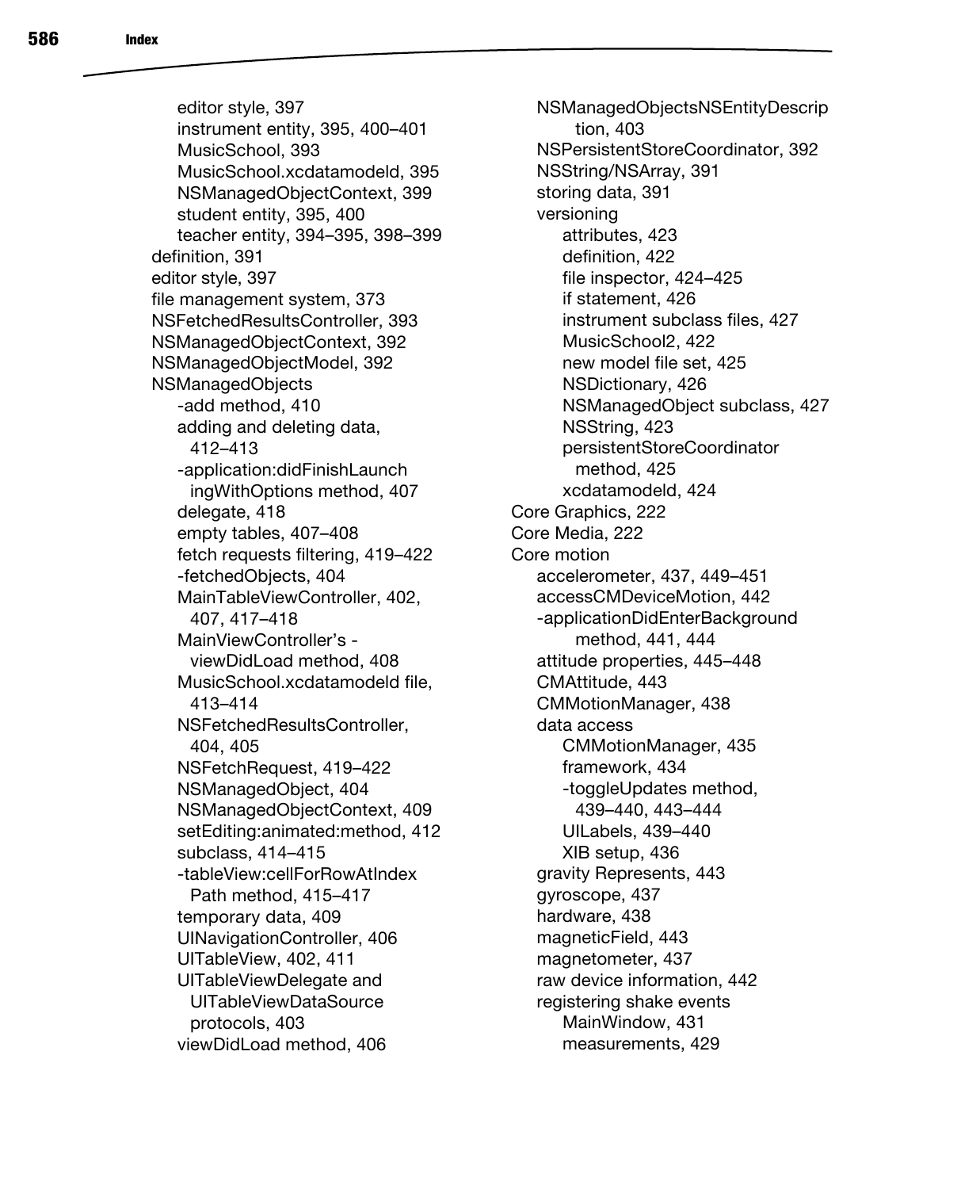- editor style, 397
  - instrument entity, 395, 400–401
  - MusicSchool, 393
  - MusicSchool.xcdatamodeld, 395
  - NSManagedObjectContext, 399
  - student entity, 395, 400
  - teacher entity, 394–395, 398–399
- definition, 391
- editor style, 397
- file management system, 373
- NSFetchedResultsController, 393
- NSManagedObjectContext, 392
- NSManagedObjectModel, 392
- NSManagedObjects
  - -add method, 410
  - adding and deleting data, 412–413
  - -application:didFinishLaunchingWithOptions method, 407
  - delegate, 418
  - empty tables, 407–408
  - fetch requests filtering, 419–422
  - -fetchedObjects, 404
  - MainTableViewController, 402, 407, 417–418
  - MainViewController's -viewDidLoad method, 408
  - MusicSchool.xcdatamodeld file, 413–414
  - NSFetchedResultsController, 404, 405
  - NSFetchRequest, 419–422
  - NSManagedObject, 404
  - NSManagedObjectContext, 409
  - setEditing:animated:method, 412
  - subclass, 414–415
  - -tableView:cellForRowAtIndexPath method, 415–417
  - temporary data, 409
  - UINavigationController, 406
  - UITableView, 402, 411
  - UITableViewDelegate and UITableViewDataSource protocols, 403
  - viewDidLoad method, 406
- NSManagedObjectsNSEntityDescription, 403
- NSPersistentStoreCoordinator, 392
- NSString/NSArray, 391
- storing data, 391
- versioning
  - attributes, 423
  - definition, 422
  - file inspector, 424–425
  - if statement, 426
  - instrument subclass files, 427
  - MusicSchool2, 422
  - new model file set, 425
  - NSDictionary, 426
  - NSManagedObject subclass, 427
  - NSString, 423
  - persistentStoreCoordinator method, 425
  - xcdatamodeld, 424

Core Graphics, 222

Core Media, 222

Core motion
- accelerometer, 437, 449–451
- accessCMDeviceMotion, 442
- -applicationDidEnterBackground method, 441, 444
- attitude properties, 445–448
- CMAttitude, 443
- CMMotionManager, 438
- data access
  - CMMotionManager, 435
  - framework, 434
  - -toggleUpdates method, 439–440, 443–444
  - UILabels, 439–440
  - XIB setup, 436
- gravity Represents, 443
- gyroscope, 437
- hardware, 438
- magneticField, 443
- magnetometer, 437
- raw device information, 442
- registering shake events
  - MainWindow, 431
  - measurements, 429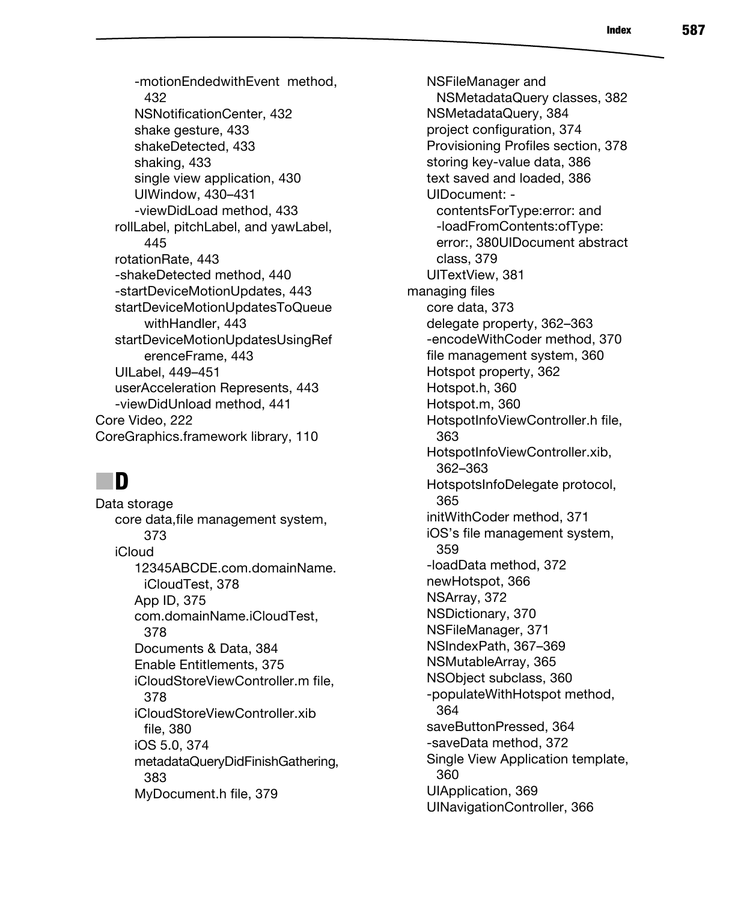- -motionEndedwithEvent method, 432
- NSNotificationCenter, 432
- shake gesture, 433
- shakeDetected, 433
- shaking, 433
- single view application, 430
- UIWindow, 430–431
- -viewDidLoad method, 433

rollLabel, pitchLabel, and yawLabel, 445
rotationRate, 443
-shakeDetected method, 440
-startDeviceMotionUpdates, 443
startDeviceMotionUpdatesToQueue withHandler, 443
startDeviceMotionUpdatesUsingReferenceFrame, 443
UILabel, 449–451
userAcceleration Represents, 443
-viewDidUnload method, 441

Core Video, 222
CoreGraphics.framework library, 110

## D

Data storage
- core data,file management system, 373
- iCloud
  - 12345ABCDE.com.domainName.iCloudTest, 378
  - App ID, 375
  - com.domainName.iCloudTest, 378
  - Documents & Data, 384
  - Enable Entitlements, 375
  - iCloudStoreViewController.m file, 378
  - iCloudStoreViewController.xib file, 380
  - iOS 5.0, 374
  - metadataQueryDidFinishGathering, 383
  - MyDocument.h file, 379
  - NSFileManager and NSMetadataQuery classes, 382
  - NSMetadataQuery, 384
  - project configuration, 374
  - Provisioning Profiles section, 378
  - storing key-value data, 386
  - text saved and loaded, 386
  - UIDocument: -contentsForType:error: and -loadFromContents:ofType: error:, 380UIDocument abstract class, 379
  - UITextView, 381

managing files
- core data, 373
- delegate property, 362–363
- -encodeWithCoder method, 370
- file management system, 360
- Hotspot property, 362
- Hotspot.h, 360
- Hotspot.m, 360
- HotspotInfoViewController.h file, 363
- HotspotInfoViewController.xib, 362–363
- HotspotsInfoDelegate protocol, 365
- initWithCoder method, 371
- iOS's file management system, 359
- -loadData method, 372
- newHotspot, 366
- NSArray, 372
- NSDictionary, 370
- NSFileManager, 371
- NSIndexPath, 367–369
- NSMutableArray, 365
- NSObject subclass, 360
- -populateWithHotspot method, 364
- saveButtonPressed, 364
- -saveData method, 372
- Single View Application template, 360
- UIApplication, 369
- UINavigationController, 366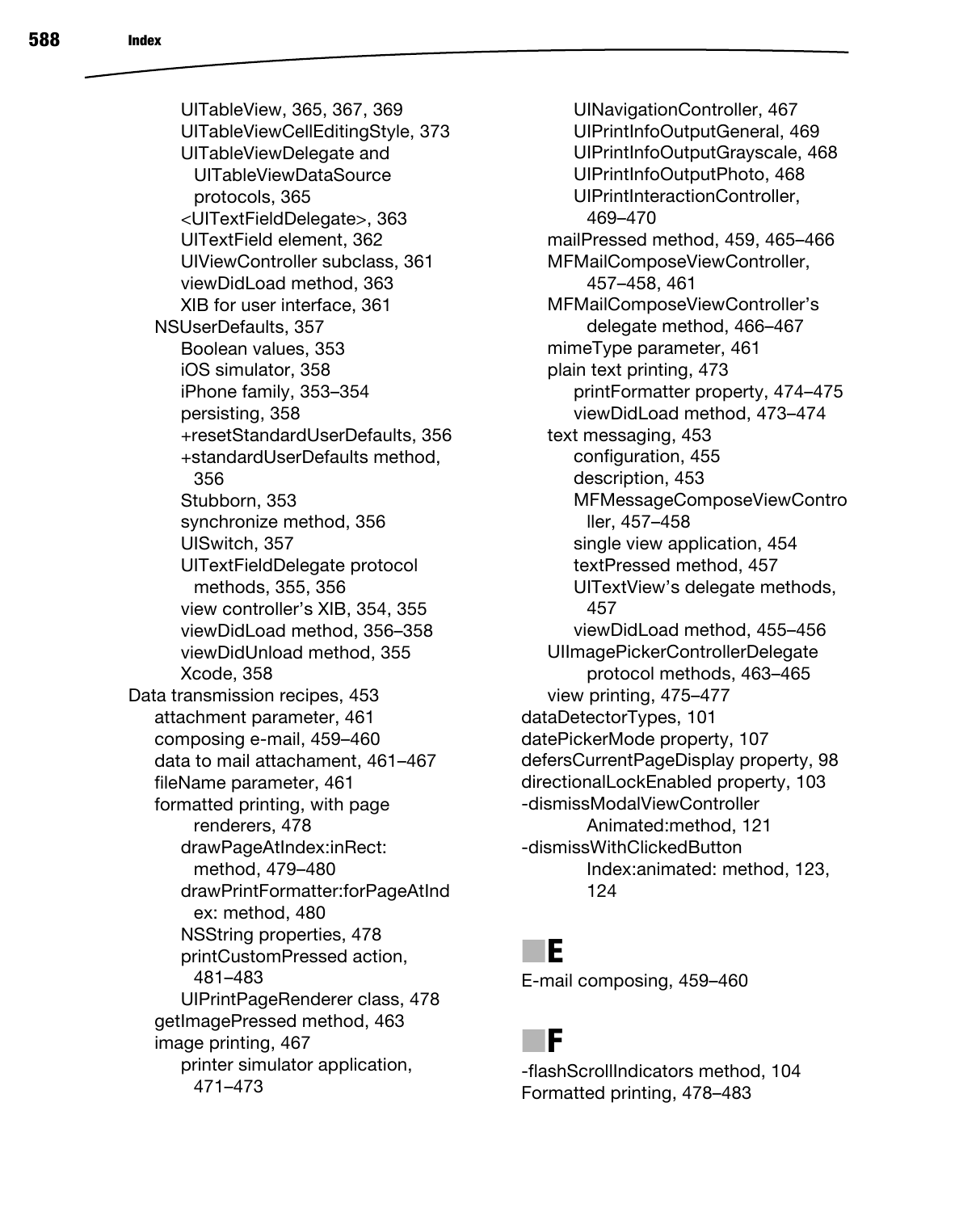UITableView, 365, 367, 369
UITableViewCellEditingStyle, 373
UITableViewDelegate and UITableViewDataSource protocols, 365
<UITextFieldDelegate>, 363
UITextField element, 362
UIViewController subclass, 361
viewDidLoad method, 363
XIB for user interface, 361

NSUserDefaults, 357
Boolean values, 353
iOS simulator, 358
iPhone family, 353–354
persisting, 358
+resetStandardUserDefaults, 356
+standardUserDefaults method, 356
Stubborn, 353
synchronize method, 356
UISwitch, 357
UITextFieldDelegate protocol methods, 355, 356
view controller's XIB, 354, 355
viewDidLoad method, 356–358
viewDidUnload method, 355
Xcode, 358

Data transmission recipes, 453
attachment parameter, 461
composing e-mail, 459–460
data to mail attachament, 461–467
fileName parameter, 461
formatted printing, with page renderers, 478
drawPageAtIndex:inRect: method, 479–480
drawPrintFormatter:forPageAtIndex: method, 480
NSString properties, 478
printCustomPressed action, 481–483
UIPrintPageRenderer class, 478
getImagePressed method, 463
image printing, 467
printer simulator application, 471–473
UINavigationController, 467
UIPrintInfoOutputGeneral, 469
UIPrintInfoOutputGrayscale, 468
UIPrintInfoOutputPhoto, 468
UIPrintInteractionController, 469–470
mailPressed method, 459, 465–466
MFMailComposeViewController, 457–458, 461
MFMailComposeViewController's delegate method, 466–467
mimeType parameter, 461
plain text printing, 473
printFormatter property, 474–475
viewDidLoad method, 473–474
text messaging, 453
configuration, 455
description, 453
MFMessageComposeViewController, 457–458
single view application, 454
textPressed method, 457
UITextView's delegate methods, 457
viewDidLoad method, 455–456
UIImagePickerControllerDelegate protocol methods, 463–465
view printing, 475–477

dataDetectorTypes, 101
datePickerMode property, 107
defersCurrentPageDisplay property, 98
directionalLockEnabled property, 103
-dismissModalViewControllerAnimated:method, 121
-dismissWithClickedButtonIndex:animated: method, 123, 124

## E

E-mail composing, 459–460

## F

-flashScrollIndicators method, 104
Formatted printing, 478–483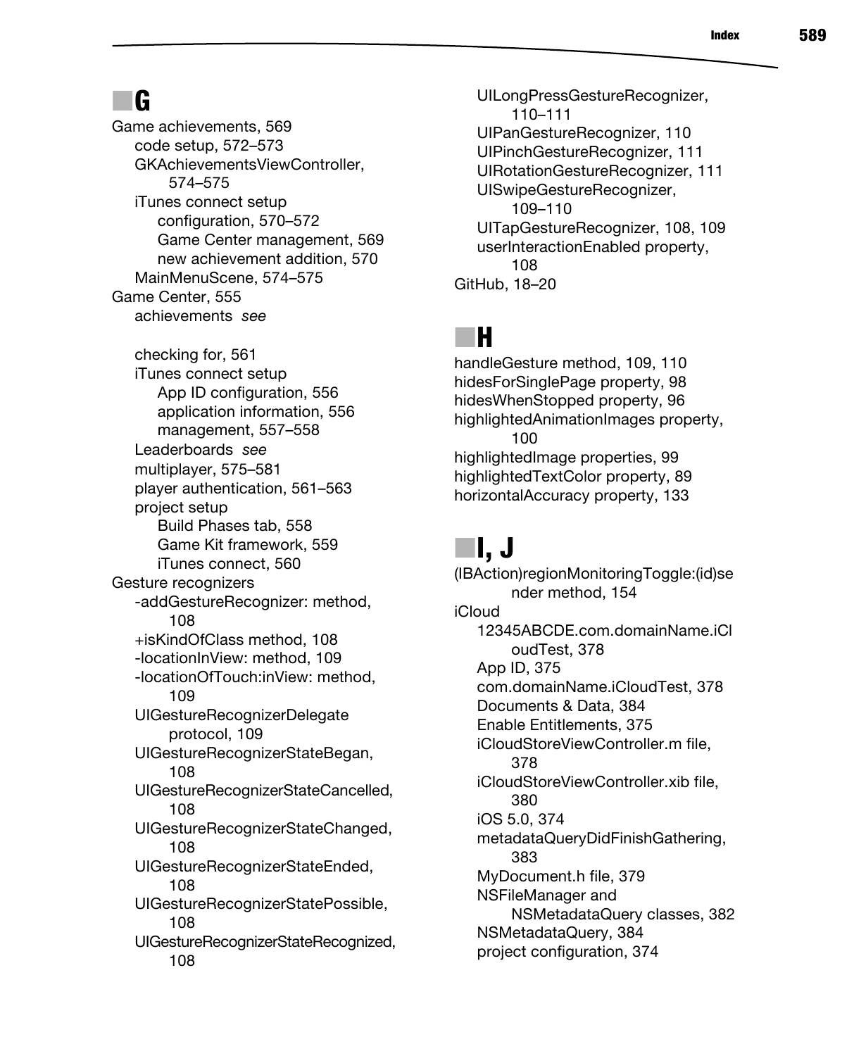## G

- Game achievements, 569
  - code setup, 572–573
  - GKAchievementsViewController, 574–575
  - iTunes connect setup
    - configuration, 570–572
    - Game Center management, 569
    - new achievement addition, 570
  - MainMenuScene, 574–575
- Game Center, 555
  - achievements *see*
  - checking for, 561
  - iTunes connect setup
    - App ID configuration, 556
    - application information, 556
    - management, 557–558
  - Leaderboards *see*
  - multiplayer, 575–581
  - player authentication, 561–563
  - project setup
    - Build Phases tab, 558
    - Game Kit framework, 559
    - iTunes connect, 560
- Gesture recognizers
  - -addGestureRecognizer: method, 108
  - +isKindOfClass method, 108
  - -locationInView: method, 109
  - -locationOfTouch:inView: method, 109
  - UIGestureRecognizerDelegate protocol, 109
  - UIGestureRecognizerStateBegan, 108
  - UIGestureRecognizerStateCancelled, 108
  - UIGestureRecognizerStateChanged, 108
  - UIGestureRecognizerStateEnded, 108
  - UIGestureRecognizerStatePossible, 108
  - UIGestureRecognizerStateRecognized, 108
  - UILongPressGestureRecognizer, 110–111
  - UIPanGestureRecognizer, 110
  - UIPinchGestureRecognizer, 111
  - UIRotationGestureRecognizer, 111
  - UISwipeGestureRecognizer, 109–110
  - UITapGestureRecognizer, 108, 109
  - userInteractionEnabled property, 108
- GitHub, 18–20

## H

- handleGesture method, 109, 110
- hidesForSinglePage property, 98
- hidesWhenStopped property, 96
- highlightedAnimationImages property, 100
- highlightedImage properties, 99
- highlightedTextColor property, 89
- horizontalAccuracy property, 133

## I, J

- (IBAction)regionMonitoringToggle:(id)sender method, 154
- iCloud
  - 12345ABCDE.com.domainName.iCloudTest, 378
  - App ID, 375
  - com.domainName.iCloudTest, 378
  - Documents & Data, 384
  - Enable Entitlements, 375
  - iCloudStoreViewController.m file, 378
  - iCloudStoreViewController.xib file, 380
  - iOS 5.0, 374
  - metadataQueryDidFinishGathering, 383
  - MyDocument.h file, 379
  - NSFileManager and NSMetadataQuery classes, 382
  - NSMetadataQuery, 384
  - project configuration, 374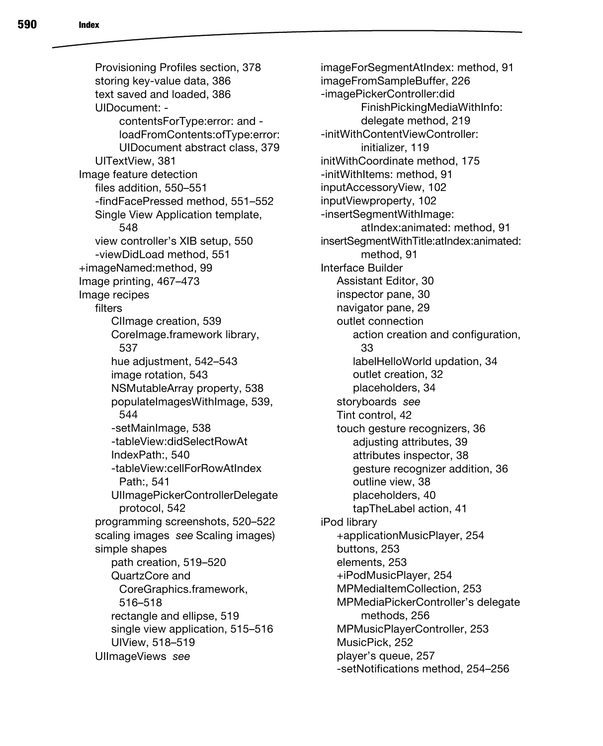- Provisioning Profiles section, 378
- storing key-value data, 386
- text saved and loaded, 386
- UIDocument: -
  - contentsForType:error: and -loadFromContents:ofType:error: UIDocument abstract class, 379
- UITextView, 381

Image feature detection
- files addition, 550–551
- -findFacePressed method, 551–552
- Single View Application template, 548
- view controller's XIB setup, 550
- -viewDidLoad method, 551

+imageNamed:method, 99

Image printing, 467–473

Image recipes
- filters
  - CIImage creation, 539
  - CoreImage.framework library, 537
  - hue adjustment, 542–543
  - image rotation, 543
  - NSMutableArray property, 538
  - populateImagesWithImage, 539, 544
  - -setMainImage, 538
  - -tableView:didSelectRowAt IndexPath:, 540
  - -tableView:cellForRowAtIndex Path:, 541
  - UIImagePickerControllerDelegate protocol, 542
- programming screenshots, 520–522
- scaling images *see* Scaling images)
- simple shapes
  - path creation, 519–520
  - QuartzCore and CoreGraphics.framework, 516–518
  - rectangle and ellipse, 519
  - single view application, 515–516
  - UIView, 518–519
- UIImageViews *see*

imageForSegmentAtIndex: method, 91

imageFromSampleBuffer, 226

-imagePickerController:did FinishPickingMediaWithInfo: delegate method, 219

-initWithContentViewController: initializer, 119

initWithCoordinate method, 175

-initWithItems: method, 91

inputAccessoryView, 102

inputViewproperty, 102

-insertSegmentWithImage: atIndex:animated: method, 91

insertSegmentWithTitle:atIndex:animated: method, 91

Interface Builder
- Assistant Editor, 30
- inspector pane, 30
- navigator pane, 29
- outlet connection
  - action creation and configuration, 33
  - labelHelloWorld updation, 34
  - outlet creation, 32
  - placeholders, 34
- storyboards *see*
- Tint control, 42
- touch gesture recognizers, 36
  - adjusting attributes, 39
  - attributes inspector, 38
  - gesture recognizer addition, 36
  - outline view, 38
  - placeholders, 40
  - tapTheLabel action, 41

iPod library
- +applicationMusicPlayer, 254
- buttons, 253
- elements, 253
- +iPodMusicPlayer, 254
- MPMediaItemCollection, 253
- MPMediaPickerController's delegate methods, 256
- MPMusicPlayerController, 253
- MusicPick, 252
- player's queue, 257
- -setNotifications method, 254–256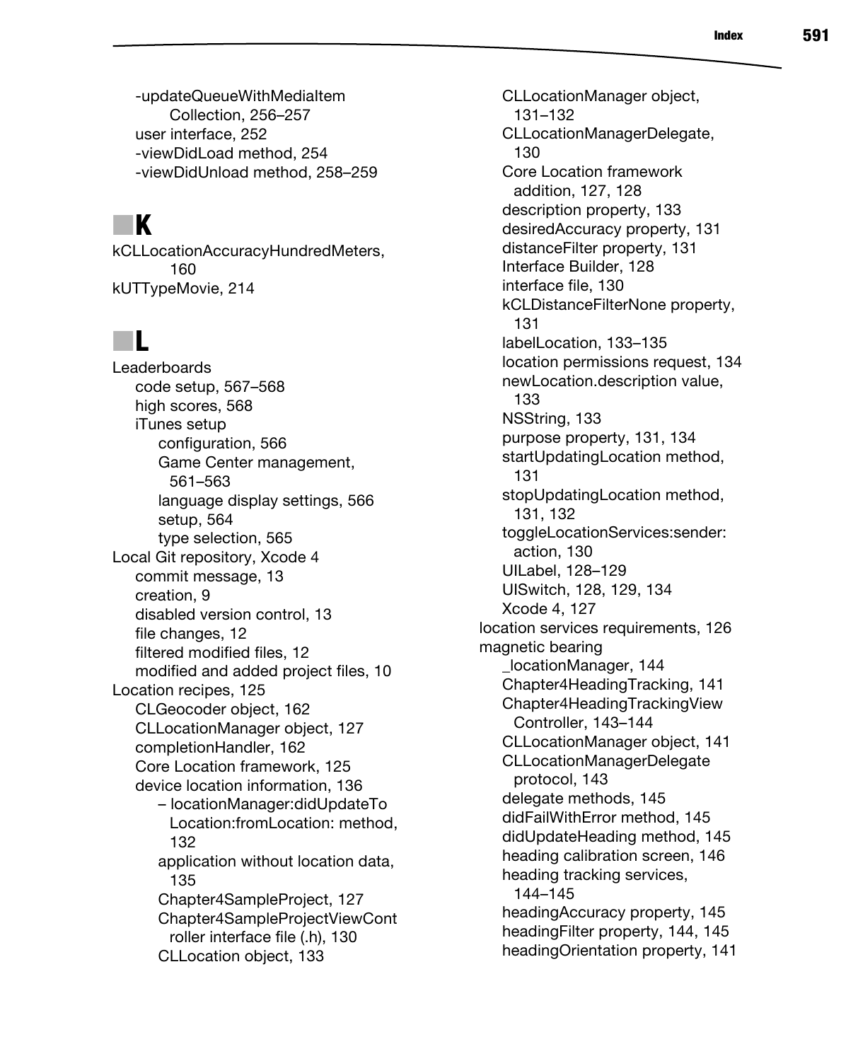-updateQueueWithMediaItem Collection, 256–257
user interface, 252
-viewDidLoad method, 254
-viewDidUnload method, 258–259

## K

kCLLocationAccuracyHundredMeters, 160
kUTTypeMovie, 214

## L

Leaderboards
- code setup, 567–568
- high scores, 568
- iTunes setup
  - configuration, 566
  - Game Center management, 561–563
  - language display settings, 566
  - setup, 564
  - type selection, 565

Local Git repository, Xcode 4
- commit message, 13
- creation, 9
- disabled version control, 13
- file changes, 12
- filtered modified files, 12
- modified and added project files, 10

Location recipes, 125
- CLGeocoder object, 162
- CLLocationManager object, 127
- completionHandler, 162
- Core Location framework, 125
- device location information, 136
  - – locationManager:didUpdateTo Location:fromLocation: method, 132
  - application without location data, 135
  - Chapter4SampleProject, 127
  - Chapter4SampleProjectViewController interface file (.h), 130
  - CLLocation object, 133
  - CLLocationManager object, 131–132
  - CLLocationManagerDelegate, 130
  - Core Location framework addition, 127, 128
  - description property, 133
  - desiredAccuracy property, 131
  - distanceFilter property, 131
  - Interface Builder, 128
  - interface file, 130
  - kCLDistanceFilterNone property, 131
  - labelLocation, 133–135
  - location permissions request, 134
  - newLocation.description value, 133
  - NSString, 133
  - purpose property, 131, 134
  - startUpdatingLocation method, 131
  - stopUpdatingLocation method, 131, 132
  - toggleLocationServices:sender: action, 130
  - UILabel, 128–129
  - UISwitch, 128, 129, 134
  - Xcode 4, 127
- location services requirements, 126
- magnetic bearing
  - _locationManager, 144
  - Chapter4HeadingTracking, 141
  - Chapter4HeadingTrackingViewController, 143–144
  - CLLocationManager object, 141
  - CLLocationManagerDelegate protocol, 143
  - delegate methods, 145
  - didFailWithError method, 145
  - didUpdateHeading method, 145
  - heading calibration screen, 146
  - heading tracking services, 144–145
  - headingAccuracy property, 145
  - headingFilter property, 144, 145
  - headingOrientation property, 141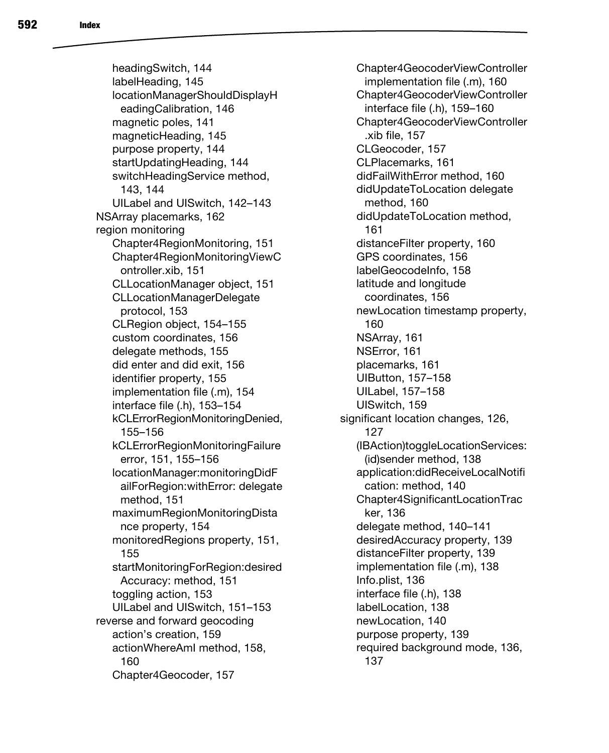- headingSwitch, 144
  - labelHeading, 145
  - locationManagerShouldDisplayHeadingCalibration, 146
  - magnetic poles, 141
  - magneticHeading, 145
  - purpose property, 144
  - startUpdatingHeading, 144
  - switchHeadingService method, 143, 144
  - UILabel and UISwitch, 142–143
- NSArray placemarks, 162
- region monitoring
  - Chapter4RegionMonitoring, 151
  - Chapter4RegionMonitoringViewController.xib, 151
  - CLLocationManager object, 151
  - CLLocationManagerDelegate protocol, 153
  - CLRegion object, 154–155
  - custom coordinates, 156
  - delegate methods, 155
  - did enter and did exit, 156
  - identifier property, 155
  - implementation file (.m), 154
  - interface file (.h), 153–154
  - kCLErrorRegionMonitoringDenied, 155–156
  - kCLErrorRegionMonitoringFailure error, 151, 155–156
  - locationManager:monitoringDidFailForRegion:withError: delegate method, 151
  - maximumRegionMonitoringDistance property, 154
  - monitoredRegions property, 151, 155
  - startMonitoringForRegion:desiredAccuracy: method, 151
  - toggling action, 153
  - UILabel and UISwitch, 151–153
- reverse and forward geocoding
  - action's creation, 159
  - actionWhereAmI method, 158, 160
  - Chapter4Geocoder, 157
  - Chapter4GeocoderViewController implementation file (.m), 160
  - Chapter4GeocoderViewController interface file (.h), 159–160
  - Chapter4GeocoderViewController .xib file, 157
  - CLGeocoder, 157
  - CLPlacemarks, 161
  - didFailWithError method, 160
  - didUpdateToLocation delegate method, 160
  - didUpdateToLocation method, 161
  - distanceFilter property, 160
  - GPS coordinates, 156
  - labelGeocodeInfo, 158
  - latitude and longitude coordinates, 156
  - newLocation timestamp property, 160
  - NSArray, 161
  - NSError, 161
  - placemarks, 161
  - UIButton, 157–158
  - UILabel, 157–158
  - UISwitch, 159
- significant location changes, 126, 127
  - (IBAction)toggleLocationServices:(id)sender method, 138
  - application:didReceiveLocalNotification: method, 140
  - Chapter4SignificantLocationTracker, 136
  - delegate method, 140–141
  - desiredAccuracy property, 139
  - distanceFilter property, 139
  - implementation file (.m), 138
  - Info.plist, 136
  - interface file (.h), 138
  - labelLocation, 138
  - newLocation, 140
  - purpose property, 139
  - required background mode, 136, 137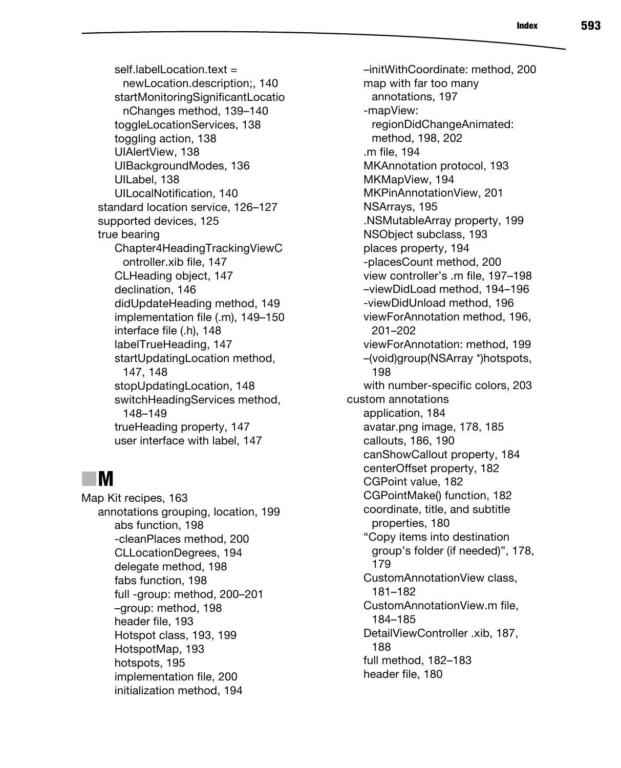- self.labelLocation.text = newLocation.description;, 140
- startMonitoringSignificantLocationChanges method, 139–140
- toggleLocationServices, 138
- toggling action, 138
- UIAlertView, 138
- UIBackgroundModes, 136
- UILabel, 138
- UILocalNotification, 140

standard location service, 126–127
supported devices, 125
true bearing
- Chapter4HeadingTrackingViewController.xib file, 147
- CLHeading object, 147
- declination, 146
- didUpdateHeading method, 149
- implementation file (.m), 149–150
- interface file (.h), 148
- labelTrueHeading, 147
- startUpdatingLocation method, 147, 148
- stopUpdatingLocation, 148
- switchHeadingServices method, 148–149
- trueHeading property, 147
- user interface with label, 147

## M

Map Kit recipes, 163
annotations grouping, location, 199
- abs function, 198
- -cleanPlaces method, 200
- CLLocationDegrees, 194
- delegate method, 198
- fabs function, 198
- full -group: method, 200–201
- –group: method, 198
- header file, 193
- Hotspot class, 193, 199
- HotspotMap, 193
- hotspots, 195
- implementation file, 200
- initialization method, 194
- –initWithCoordinate: method, 200
- map with far too many annotations, 197
- -mapView: regionDidChangeAnimated: method, 198, 202
- .m file, 194
- MKAnnotation protocol, 193
- MKMapView, 194
- MKPinAnnotationView, 201
- NSArrays, 195
- .NSMutableArray property, 199
- NSObject subclass, 193
- places property, 194
- -placesCount method, 200
- view controller's .m file, 197–198
- –viewDidLoad method, 194–196
- -viewDidUnload method, 196
- viewForAnnotation method, 196, 201–202
- viewForAnnotation: method, 199
- –(void)group(NSArray *)hotspots, 198
- with number-specific colors, 203

custom annotations
- application, 184
- avatar.png image, 178, 185
- callouts, 186, 190
- canShowCallout property, 184
- centerOffset property, 182
- CGPoint value, 182
- CGPointMake() function, 182
- coordinate, title, and subtitle properties, 180
- "Copy items into destination group's folder (if needed)", 178, 179
- CustomAnnotationView class, 181–182
- CustomAnnotationView.m file, 184–185
- DetailViewController .xib, 187, 188
- full method, 182–183
- header file, 180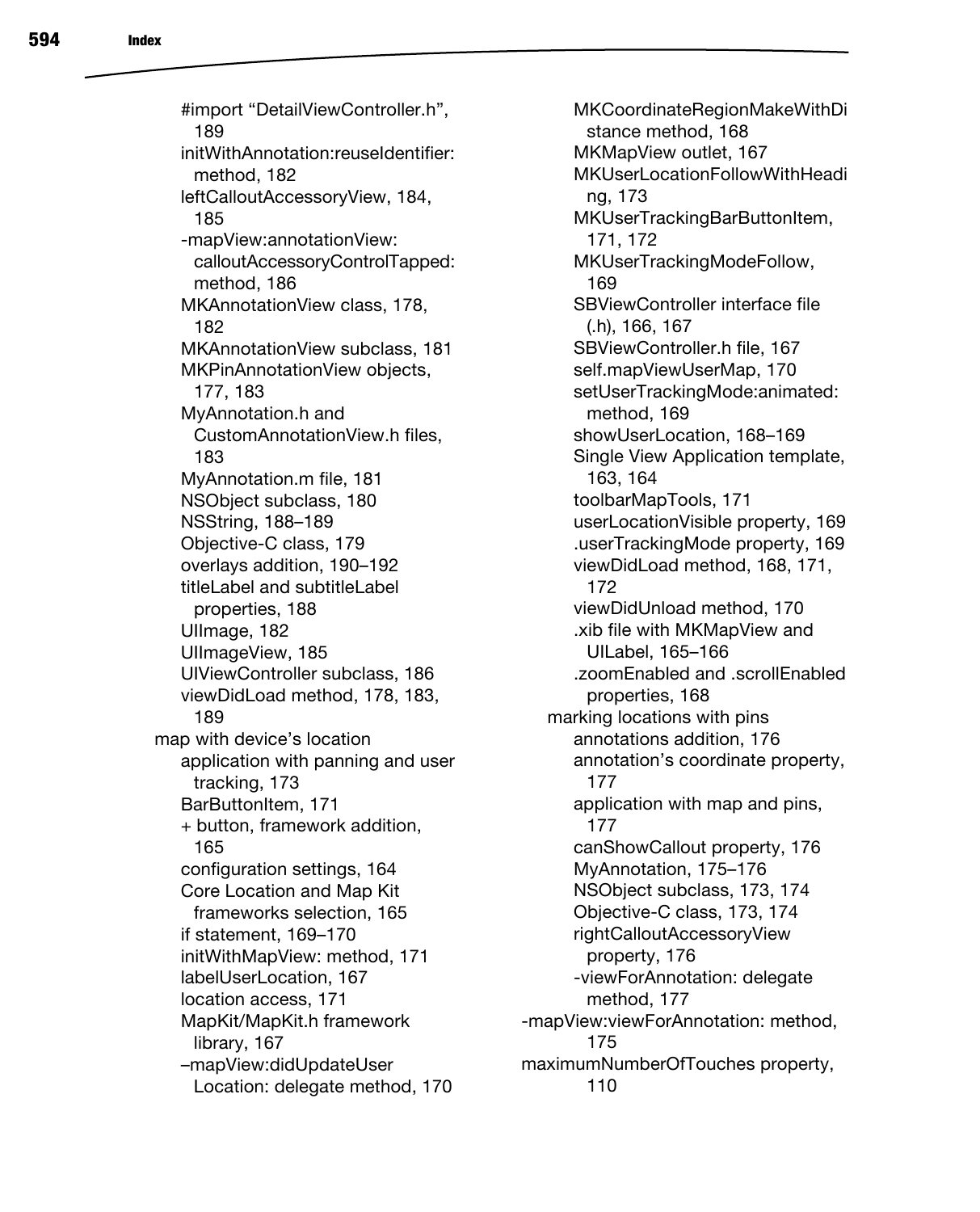- #import "DetailViewController.h", 189
- initWithAnnotation:reuseIdentifier: method, 182
- leftCalloutAccessoryView, 184, 185
- -mapView:annotationView: calloutAccessoryControlTapped: method, 186
- MKAnnotationView class, 178, 182
- MKAnnotationView subclass, 181
- MKPinAnnotationView objects, 177, 183
- MyAnnotation.h and CustomAnnotationView.h files, 183
- MyAnnotation.m file, 181
- NSObject subclass, 180
- NSString, 188–189
- Objective-C class, 179
- overlays addition, 190–192
- titleLabel and subtitleLabel properties, 188
- UIImage, 182
- UIImageView, 185
- UIViewController subclass, 186
- viewDidLoad method, 178, 183, 189

map with device's location
- application with panning and user tracking, 173
- BarButtonItem, 171
- + button, framework addition, 165
- configuration settings, 164
- Core Location and Map Kit frameworks selection, 165
- if statement, 169–170
- initWithMapView: method, 171
- labelUserLocation, 167
- location access, 171
- MapKit/MapKit.h framework library, 167
- –mapView:didUpdateUser Location: delegate method, 170
- MKCoordinateRegionMakeWithDistance method, 168
- MKMapView outlet, 167
- MKUserLocationFollowWithHeading, 173
- MKUserTrackingBarButtonItem, 171, 172
- MKUserTrackingModeFollow, 169
- SBViewController interface file (.h), 166, 167
- SBViewController.h file, 167
- self.mapViewUserMap, 170
- setUserTrackingMode:animated: method, 169
- showUserLocation, 168–169
- Single View Application template, 163, 164
- toolbarMapTools, 171
- userLocationVisible property, 169
- .userTrackingMode property, 169
- viewDidLoad method, 168, 171, 172
- viewDidUnload method, 170
- .xib file with MKMapView and UILabel, 165–166
- .zoomEnabled and .scrollEnabled properties, 168

marking locations with pins
- annotations addition, 176
- annotation's coordinate property, 177
- application with map and pins, 177
- canShowCallout property, 176
- MyAnnotation, 175–176
- NSObject subclass, 173, 174
- Objective-C class, 173, 174
- rightCalloutAccessoryView property, 176
- -viewForAnnotation: delegate method, 177

-mapView:viewForAnnotation: method, 175

maximumNumberOfTouches property, 110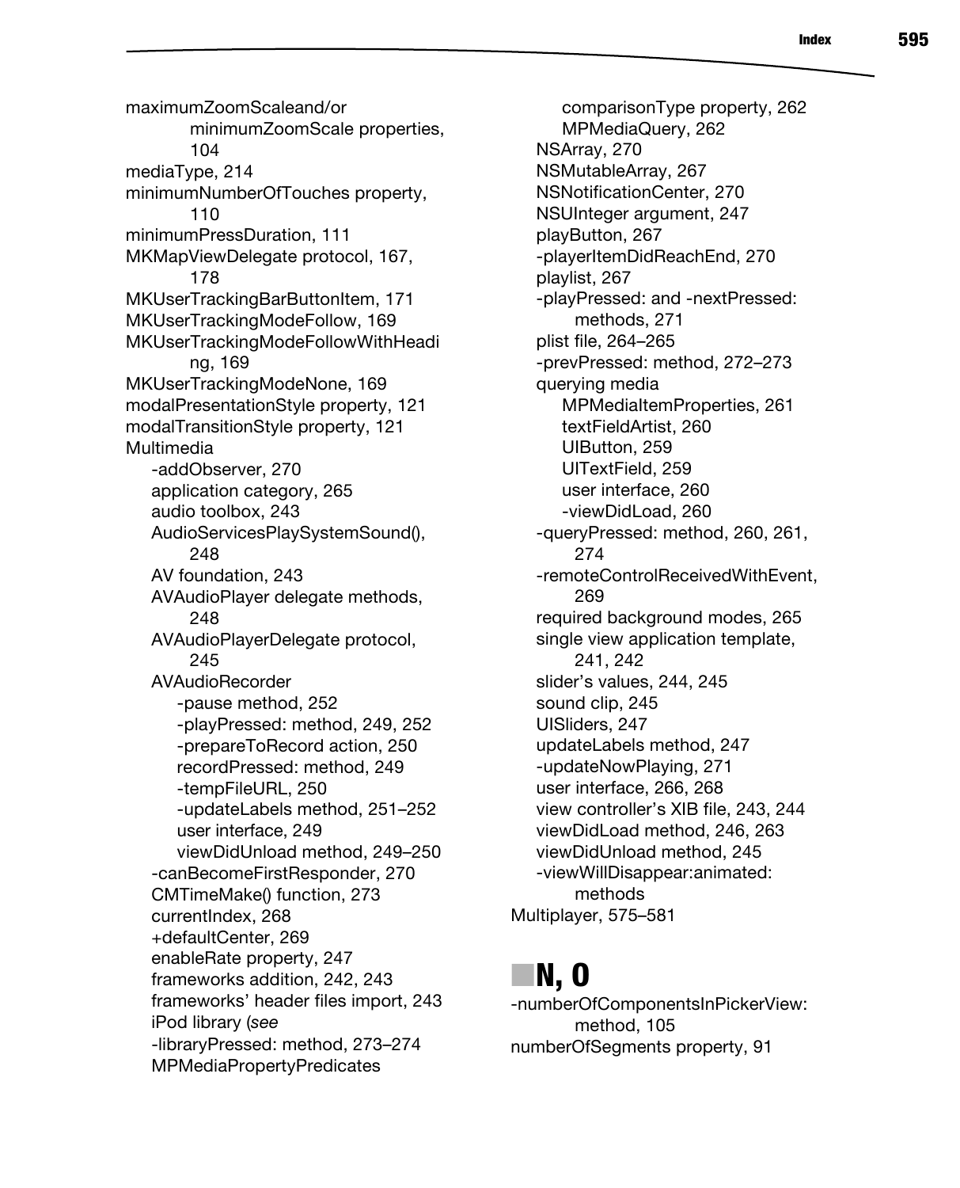maximumZoomScaleand/or minimumZoomScale properties, 104
mediaType, 214
minimumNumberOfTouches property, 110
minimumPressDuration, 111
MKMapViewDelegate protocol, 167, 178
MKUserTrackingBarButtonItem, 171
MKUserTrackingModeFollow, 169
MKUserTrackingModeFollowWithHeading, 169
MKUserTrackingModeNone, 169
modalPresentationStyle property, 121
modalTransitionStyle property, 121
Multimedia
- -addObserver, 270
- application category, 265
- audio toolbox, 243
- AudioServicesPlaySystemSound(), 248
- AV foundation, 243
- AVAudioPlayer delegate methods, 248
- AVAudioPlayerDelegate protocol, 245
- AVAudioRecorder
  - -pause method, 252
  - -playPressed: method, 249, 252
  - -prepareToRecord action, 250
  - recordPressed: method, 249
  - -tempFileURL, 250
  - -updateLabels method, 251–252
  - user interface, 249
  - viewDidUnload method, 249–250
- -canBecomeFirstResponder, 270
- CMTimeMake() function, 273
- currentIndex, 268
- +defaultCenter, 269
- enableRate property, 247
- frameworks addition, 242, 243
- frameworks' header files import, 243
- iPod library (*see*
- -libraryPressed: method, 273–274
- MPMediaPropertyPredicates
  - comparisonType property, 262
  - MPMediaQuery, 262
- NSArray, 270
- NSMutableArray, 267
- NSNotificationCenter, 270
- NSUInteger argument, 247
- playButton, 267
- -playerItemDidReachEnd, 270
- playlist, 267
- -playPressed: and -nextPressed: methods, 271
- plist file, 264–265
- -prevPressed: method, 272–273
- querying media
  - MPMediaItemProperties, 261
  - textFieldArtist, 260
  - UIButton, 259
  - UITextField, 259
  - user interface, 260
  - -viewDidLoad, 260
- -queryPressed: method, 260, 261, 274
- -remoteControlReceivedWithEvent, 269
- required background modes, 265
- single view application template, 241, 242
- slider's values, 244, 245
- sound clip, 245
- UISliders, 247
- updateLabels method, 247
- -updateNowPlaying, 271
- user interface, 266, 268
- view controller's XIB file, 243, 244
- viewDidLoad method, 246, 263
- viewDidUnload method, 245
- -viewWillDisappear:animated: methods

Multiplayer, 575–581

## N, O

-numberOfComponentsInPickerView: method, 105
numberOfSegments property, 91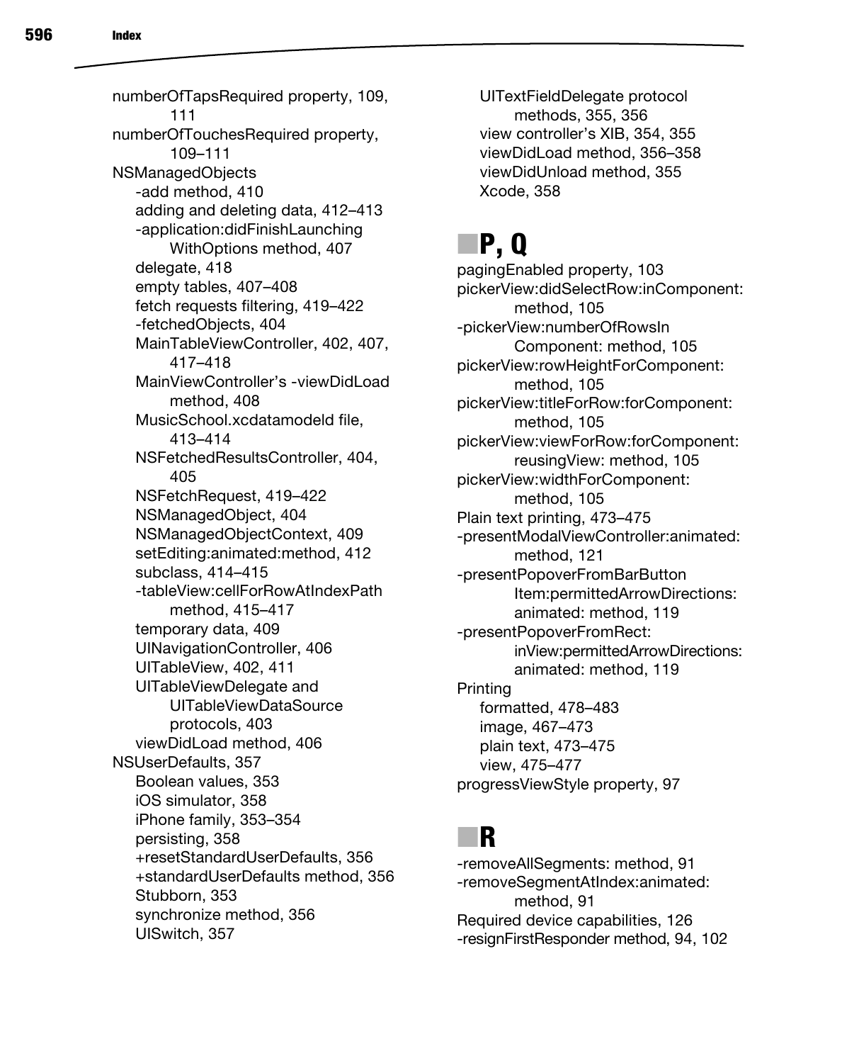numberOfTapsRequired property, 109, 111
numberOfTouchesRequired property, 109–111
NSManagedObjects
- -add method, 410
- adding and deleting data, 412–413
- -application:didFinishLaunching WithOptions method, 407
- delegate, 418
- empty tables, 407–408
- fetch requests filtering, 419–422
- -fetchedObjects, 404
- MainTableViewController, 402, 407, 417–418
- MainViewController's -viewDidLoad method, 408
- MusicSchool.xcdatamodeld file, 413–414
- NSFetchedResultsController, 404, 405
- NSFetchRequest, 419–422
- NSManagedObject, 404
- NSManagedObjectContext, 409
- setEditing:animated:method, 412
- subclass, 414–415
- -tableView:cellForRowAtIndexPath method, 415–417
- temporary data, 409
- UINavigationController, 406
- UITableView, 402, 411
- UITableViewDelegate and UITableViewDataSource protocols, 403
- viewDidLoad method, 406

NSUserDefaults, 357
- Boolean values, 353
- iOS simulator, 358
- iPhone family, 353–354
- persisting, 358
- +resetStandardUserDefaults, 356
- +standardUserDefaults method, 356
- Stubborn, 353
- synchronize method, 356
- UISwitch, 357
- UITextFieldDelegate protocol methods, 355, 356
- view controller's XIB, 354, 355
- viewDidLoad method, 356–358
- viewDidUnload method, 355
- Xcode, 358

## P, Q

pagingEnabled property, 103
pickerView:didSelectRow:inComponent: method, 105
-pickerView:numberOfRowsIn Component: method, 105
pickerView:rowHeightForComponent: method, 105
pickerView:titleForRow:forComponent: method, 105
pickerView:viewForRow:forComponent: reusingView: method, 105
pickerView:widthForComponent: method, 105
Plain text printing, 473–475
-presentModalViewController:animated: method, 121
-presentPopoverFromBarButton Item:permittedArrowDirections: animated: method, 119
-presentPopoverFromRect: inView:permittedArrowDirections: animated: method, 119
Printing
- formatted, 478–483
- image, 467–473
- plain text, 473–475
- view, 475–477

progressViewStyle property, 97

## R

-removeAllSegments: method, 91
-removeSegmentAtIndex:animated: method, 91
Required device capabilities, 126
-resignFirstResponder method, 94, 102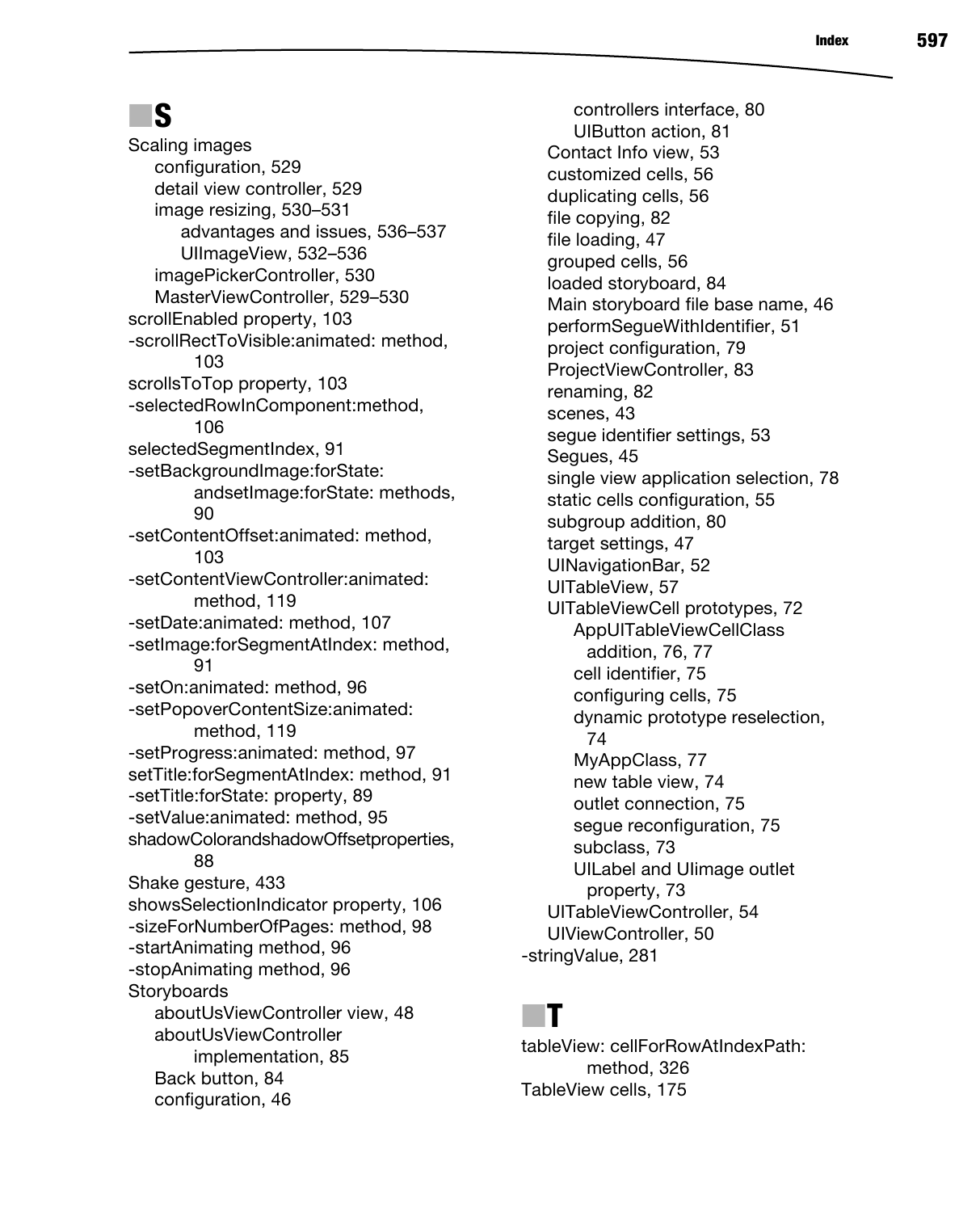## S

Scaling images
- configuration, 529
- detail view controller, 529
- image resizing, 530–531
  - advantages and issues, 536–537
  - UIImageView, 532–536
- imagePickerController, 530
- MasterViewController, 529–530

scrollEnabled property, 103
-scrollRectToVisible:animated: method, 103
scrollsToTop property, 103
-selectedRowInComponent:method, 106
selectedSegmentIndex, 91
-setBackgroundImage:forState: andsetImage:forState: methods, 90
-setContentOffset:animated: method, 103
-setContentViewController:animated: method, 119
-setDate:animated: method, 107
-setImage:forSegmentAtIndex: method, 91
-setOn:animated: method, 96
-setPopoverContentSize:animated: method, 119
-setProgress:animated: method, 97
setTitle:forSegmentAtIndex: method, 91
-setTitle:forState: property, 89
-setValue:animated: method, 95
shadowColorandshadowOffsetproperties, 88
Shake gesture, 433
showsSelectionIndicator property, 106
-sizeForNumberOfPages: method, 98
-startAnimating method, 96
-stopAnimating method, 96

Storyboards
- aboutUsViewController view, 48
- aboutUsViewController implementation, 85
- Back button, 84
- configuration, 46
  - controllers interface, 80
  - UIButton action, 81
- Contact Info view, 53
- customized cells, 56
- duplicating cells, 56
- file copying, 82
- file loading, 47
- grouped cells, 56
- loaded storyboard, 84
- Main storyboard file base name, 46
- performSegueWithIdentifier, 51
- project configuration, 79
- ProjectViewController, 83
- renaming, 82
- scenes, 43
- segue identifier settings, 53
- Segues, 45
- single view application selection, 78
- static cells configuration, 55
- subgroup addition, 80
- target settings, 47
- UINavigationBar, 52
- UITableView, 57
- UITableViewCell prototypes, 72
  - AppUITableViewCellClass addition, 76, 77
  - cell identifier, 75
  - configuring cells, 75
  - dynamic prototype reselection, 74
  - MyAppClass, 77
  - new table view, 74
  - outlet connection, 75
  - segue reconfiguration, 75
  - subclass, 73
  - UILabel and UIimage outlet property, 73
- UITableViewController, 54
- UIViewController, 50

-stringValue, 281

## T

tableView: cellForRowAtIndexPath: method, 326
TableView cells, 175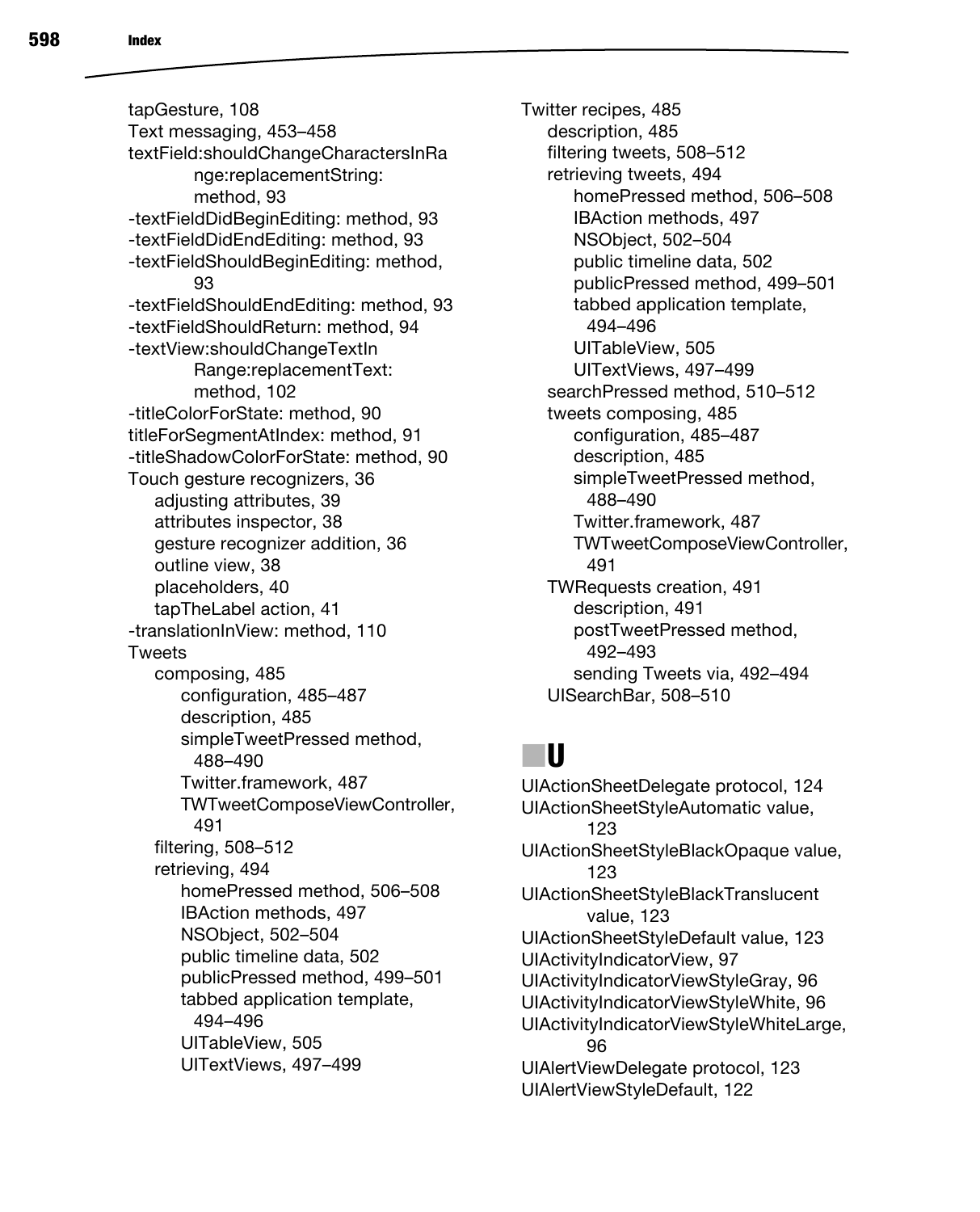tapGesture, 108
Text messaging, 453–458
textField:shouldChangeCharactersInRange:replacementString: method, 93
-textFieldDidBeginEditing: method, 93
-textFieldDidEndEditing: method, 93
-textFieldShouldBeginEditing: method, 93
-textFieldShouldEndEditing: method, 93
-textFieldShouldReturn: method, 94
-textView:shouldChangeTextInRange:replacementText: method, 102
-titleColorForState: method, 90
titleForSegmentAtIndex: method, 91
-titleShadowColorForState: method, 90
Touch gesture recognizers, 36
- adjusting attributes, 39
- attributes inspector, 38
- gesture recognizer addition, 36
- outline view, 38
- placeholders, 40
- tapTheLabel action, 41

-translationInView: method, 110
Tweets
- composing, 485
  - configuration, 485–487
  - description, 485
  - simpleTweetPressed method, 488–490
  - Twitter.framework, 487
  - TWTweetComposeViewController, 491
- filtering, 508–512
- retrieving, 494
  - homePressed method, 506–508
  - IBAction methods, 497
  - NSObject, 502–504
  - public timeline data, 502
  - publicPressed method, 499–501
  - tabbed application template, 494–496
  - UITableView, 505
  - UITextViews, 497–499

Twitter recipes, 485
- description, 485
- filtering tweets, 508–512
- retrieving tweets, 494
  - homePressed method, 506–508
  - IBAction methods, 497
  - NSObject, 502–504
  - public timeline data, 502
  - publicPressed method, 499–501
  - tabbed application template, 494–496
  - UITableView, 505
  - UITextViews, 497–499
- searchPressed method, 510–512
- tweets composing, 485
  - configuration, 485–487
  - description, 485
  - simpleTweetPressed method, 488–490
  - Twitter.framework, 487
  - TWTweetComposeViewController, 491
- TWRequests creation, 491
  - description, 491
  - postTweetPressed method, 492–493
  - sending Tweets via, 492–494
- UISearchBar, 508–510

## U

UIActionSheetDelegate protocol, 124
UIActionSheetStyleAutomatic value, 123
UIActionSheetStyleBlackOpaque value, 123
UIActionSheetStyleBlackTranslucent value, 123
UIActionSheetStyleDefault value, 123
UIActivityIndicatorView, 97
UIActivityIndicatorViewStyleGray, 96
UIActivityIndicatorViewStyleWhite, 96
UIActivityIndicatorViewStyleWhiteLarge, 96
UIAlertViewDelegate protocol, 123
UIAlertViewStyleDefault, 122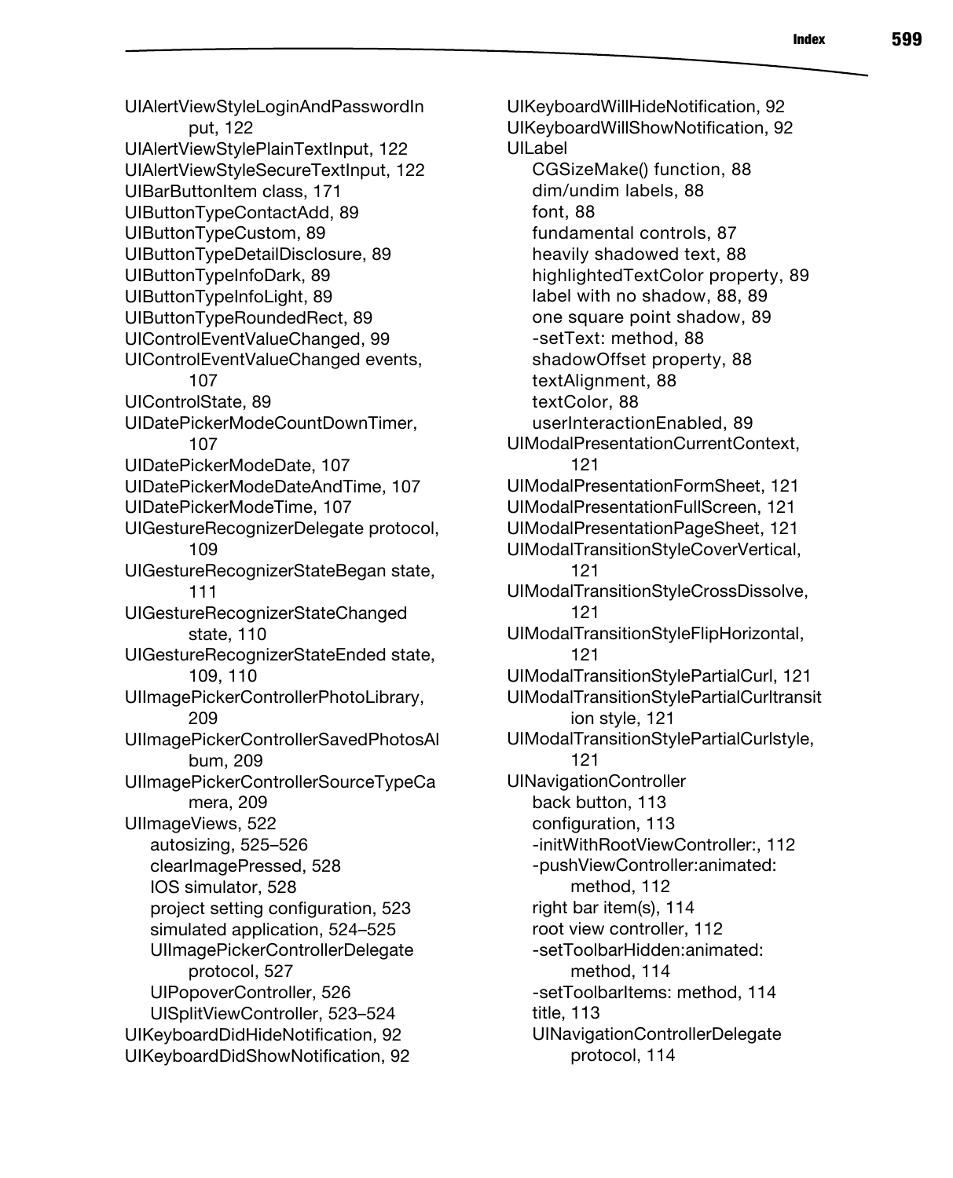UIAlertViewStyleLoginAndPasswordInput, 122
UIAlertViewStylePlainTextInput, 122
UIAlertViewStyleSecureTextInput, 122
UIBarButtonItem class, 171
UIButtonTypeContactAdd, 89
UIButtonTypeCustom, 89
UIButtonTypeDetailDisclosure, 89
UIButtonTypeInfoDark, 89
UIButtonTypeInfoLight, 89
UIButtonTypeRoundedRect, 89
UIControlEventValueChanged, 99
UIControlEventValueChanged events, 107
UIControlState, 89
UIDatePickerModeCountDownTimer, 107
UIDatePickerModeDate, 107
UIDatePickerModeDateAndTime, 107
UIDatePickerModeTime, 107
UIGestureRecognizerDelegate protocol, 109
UIGestureRecognizerStateBegan state, 111
UIGestureRecognizerStateChanged state, 110
UIGestureRecognizerStateEnded state, 109, 110
UIImagePickerControllerPhotoLibrary, 209
UIImagePickerControllerSavedPhotosAlbum, 209
UIImagePickerControllerSourceTypeCamera, 209
UIImageViews, 522
- autosizing, 525–526
- clearImagePressed, 528
- IOS simulator, 528
- project setting configuration, 523
- simulated application, 524–525
- UIImagePickerControllerDelegate protocol, 527
- UIPopoverController, 526
- UISplitViewController, 523–524

UIKeyboardDidHideNotification, 92
UIKeyboardDidShowNotification, 92
UIKeyboardWillHideNotification, 92
UIKeyboardWillShowNotification, 92
UILabel
- CGSizeMake() function, 88
- dim/undim labels, 88
- font, 88
- fundamental controls, 87
- heavily shadowed text, 88
- highlightedTextColor property, 89
- label with no shadow, 88, 89
- one square point shadow, 89
- -setText: method, 88
- shadowOffset property, 88
- textAlignment, 88
- textColor, 88
- userInteractionEnabled, 89

UIModalPresentationCurrentContext, 121
UIModalPresentationFormSheet, 121
UIModalPresentationFullScreen, 121
UIModalPresentationPageSheet, 121
UIModalTransitionStyleCoverVertical, 121
UIModalTransitionStyleCrossDissolve, 121
UIModalTransitionStyleFlipHorizontal, 121
UIModalTransitionStylePartialCurl, 121
UIModalTransitionStylePartialCurltransition style, 121
UIModalTransitionStylePartialCurlstyle, 121
UINavigationController
- back button, 113
- configuration, 113
- -initWithRootViewController:, 112
- -pushViewController:animated: method, 112
- right bar item(s), 114
- root view controller, 112
- -setToolbarHidden:animated: method, 114
- -setToolbarItems: method, 114
- title, 113
- UINavigationControllerDelegate protocol, 114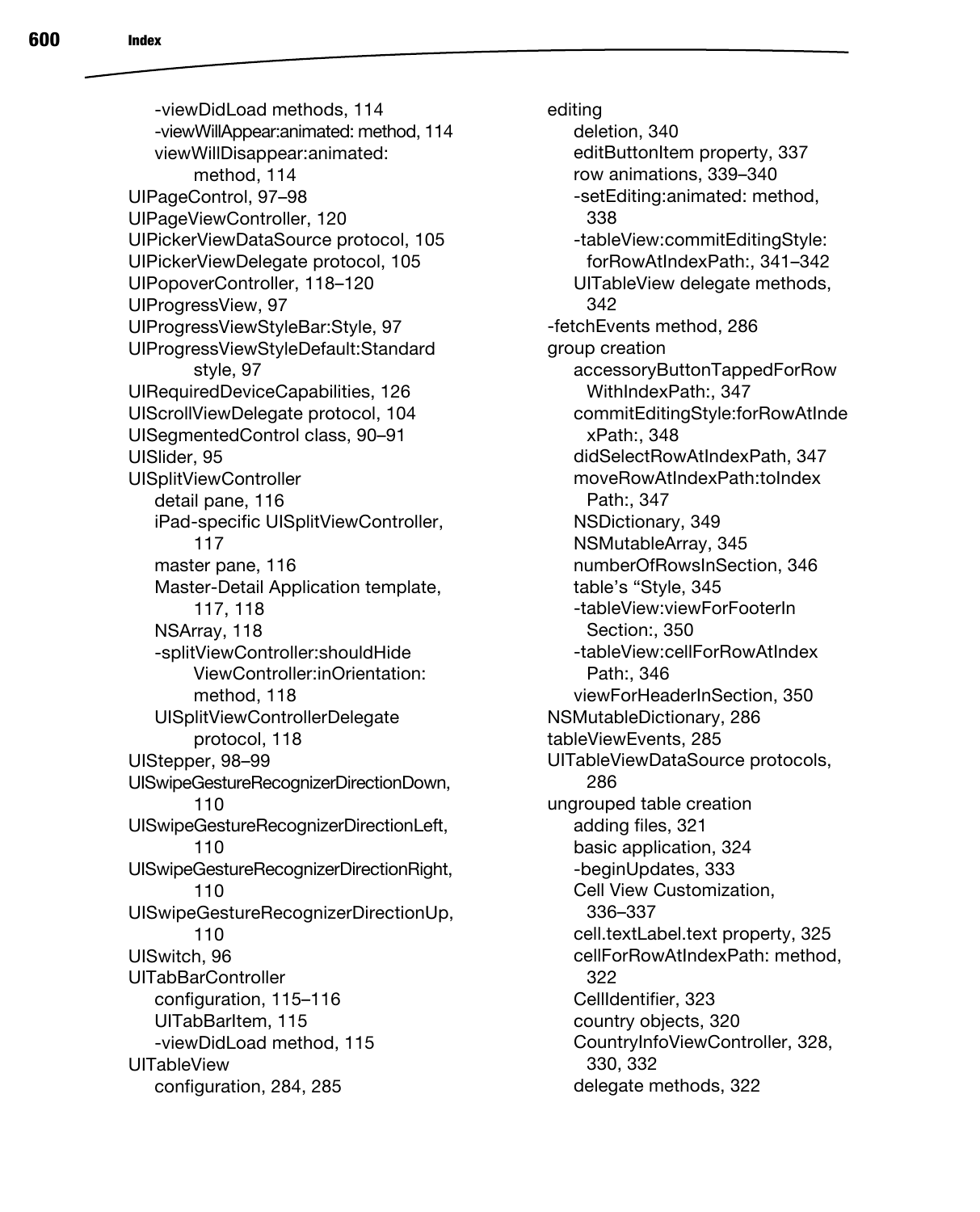- -viewDidLoad methods, 114
- -viewWillAppear:animated: method, 114
- viewWillDisappear:animated: method, 114
- UIPageControl, 97–98
- UIPageViewController, 120
- UIPickerViewDataSource protocol, 105
- UIPickerViewDelegate protocol, 105
- UIPopoverController, 118–120
- UIProgressView, 97
- UIProgressViewStyleBar:Style, 97
- UIProgressViewStyleDefault:Standard style, 97
- UIRequiredDeviceCapabilities, 126
- UIScrollViewDelegate protocol, 104
- UISegmentedControl class, 90–91
- UISlider, 95
- UISplitViewController
  - detail pane, 116
  - iPad-specific UISplitViewController, 117
  - master pane, 116
  - Master-Detail Application template, 117, 118
  - NSArray, 118
  - -splitViewController:shouldHide ViewController:inOrientation: method, 118
  - UISplitViewControllerDelegate protocol, 118
- UIStepper, 98–99
- UISwipeGestureRecognizerDirectionDown, 110
- UISwipeGestureRecognizerDirectionLeft, 110
- UISwipeGestureRecognizerDirectionRight, 110
- UISwipeGestureRecognizerDirectionUp, 110
- UISwitch, 96
- UITabBarController
  - configuration, 115–116
  - UITabBarItem, 115
  - -viewDidLoad method, 115
- UITableView
  - configuration, 284, 285
  - editing
    - deletion, 340
    - editButtonItem property, 337
    - row animations, 339–340
    - -setEditing:animated: method, 338
    - -tableView:commitEditingStyle: forRowAtIndexPath:, 341–342
    - UITableView delegate methods, 342
  - -fetchEvents method, 286
  - group creation
    - accessoryButtonTappedForRow WithIndexPath:, 347
    - commitEditingStyle:forRowAtInde xPath:, 348
    - didSelectRowAtIndexPath, 347
    - moveRowAtIndexPath:toIndex Path:, 347
    - NSDictionary, 349
    - NSMutableArray, 345
    - numberOfRowsInSection, 346
    - table's "Style, 345
    - -tableView:viewForFooterIn Section:, 350
    - -tableView:cellForRowAtIndex Path:, 346
    - viewForHeaderInSection, 350
  - NSMutableDictionary, 286
  - tableViewEvents, 285
  - UITableViewDataSource protocols, 286
  - ungrouped table creation
    - adding files, 321
    - basic application, 324
    - -beginUpdates, 333
    - Cell View Customization, 336–337
    - cell.textLabel.text property, 325
    - cellForRowAtIndexPath: method, 322
    - CellIdentifier, 323
    - country objects, 320
    - CountryInfoViewController, 328, 330, 332
    - delegate methods, 322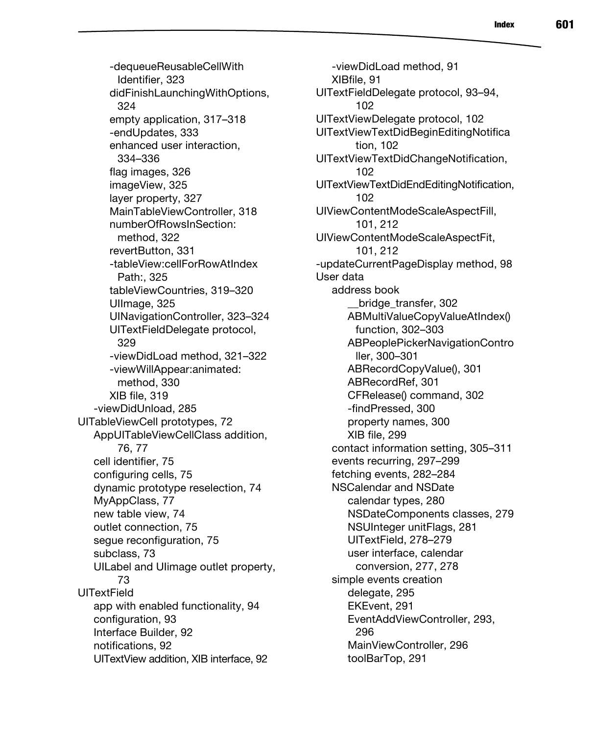- -dequeueReusableCellWithIdentifier, 323
    - didFinishLaunchingWithOptions, 324
    - empty application, 317–318
    - -endUpdates, 333
    - enhanced user interaction, 334–336
    - flag images, 326
    - imageView, 325
    - layer property, 327
    - MainTableViewController, 318
    - numberOfRowsInSection: method, 322
    - revertButton, 331
    - -tableView:cellForRowAtIndexPath:, 325
    - tableViewCountries, 319–320
    - UIImage, 325
    - UINavigationController, 323–324
    - UITextFieldDelegate protocol, 329
    - -viewDidLoad method, 321–322
    - -viewWillAppear:animated: method, 330
    - XIB file, 319
  - -viewDidUnload, 285
- UITableViewCell prototypes, 72
  - AppUITableViewCellClass addition, 76, 77
  - cell identifier, 75
  - configuring cells, 75
  - dynamic prototype reselection, 74
  - MyAppClass, 77
  - new table view, 74
  - outlet connection, 75
  - segue reconfiguration, 75
  - subclass, 73
  - UILabel and UIimage outlet property, 73
- UITextField
  - app with enabled functionality, 94
  - configuration, 93
  - Interface Builder, 92
  - notifications, 92
  - UITextView addition, XIB interface, 92
  - -viewDidLoad method, 91
  - XIBfile, 91
- UITextFieldDelegate protocol, 93–94, 102
- UITextViewDelegate protocol, 102
- UITextViewTextDidBeginEditingNotification, 102
- UITextViewTextDidChangeNotification, 102
- UITextViewTextDidEndEditingNotification, 102
- UIViewContentModeScaleAspectFill, 101, 212
- UIViewContentModeScaleAspectFit, 101, 212
- -updateCurrentPageDisplay method, 98
- User data
  - address book
    - __bridge_transfer, 302
    - ABMultiValueCopyValueAtIndex() function, 302–303
    - ABPeoplePickerNavigationController, 300–301
    - ABRecordCopyValue(), 301
    - ABRecordRef, 301
    - CFRelease() command, 302
    - -findPressed, 300
    - property names, 300
    - XIB file, 299
  - contact information setting, 305–311
  - events recurring, 297–299
  - fetching events, 282–284
  - NSCalendar and NSDate
    - calendar types, 280
    - NSDateComponents classes, 279
    - NSUInteger unitFlags, 281
    - UITextField, 278–279
    - user interface, calendar conversion, 277, 278
  - simple events creation
    - delegate, 295
    - EKEvent, 291
    - EventAddViewController, 293, 296
    - MainViewController, 296
    - toolBarTop, 291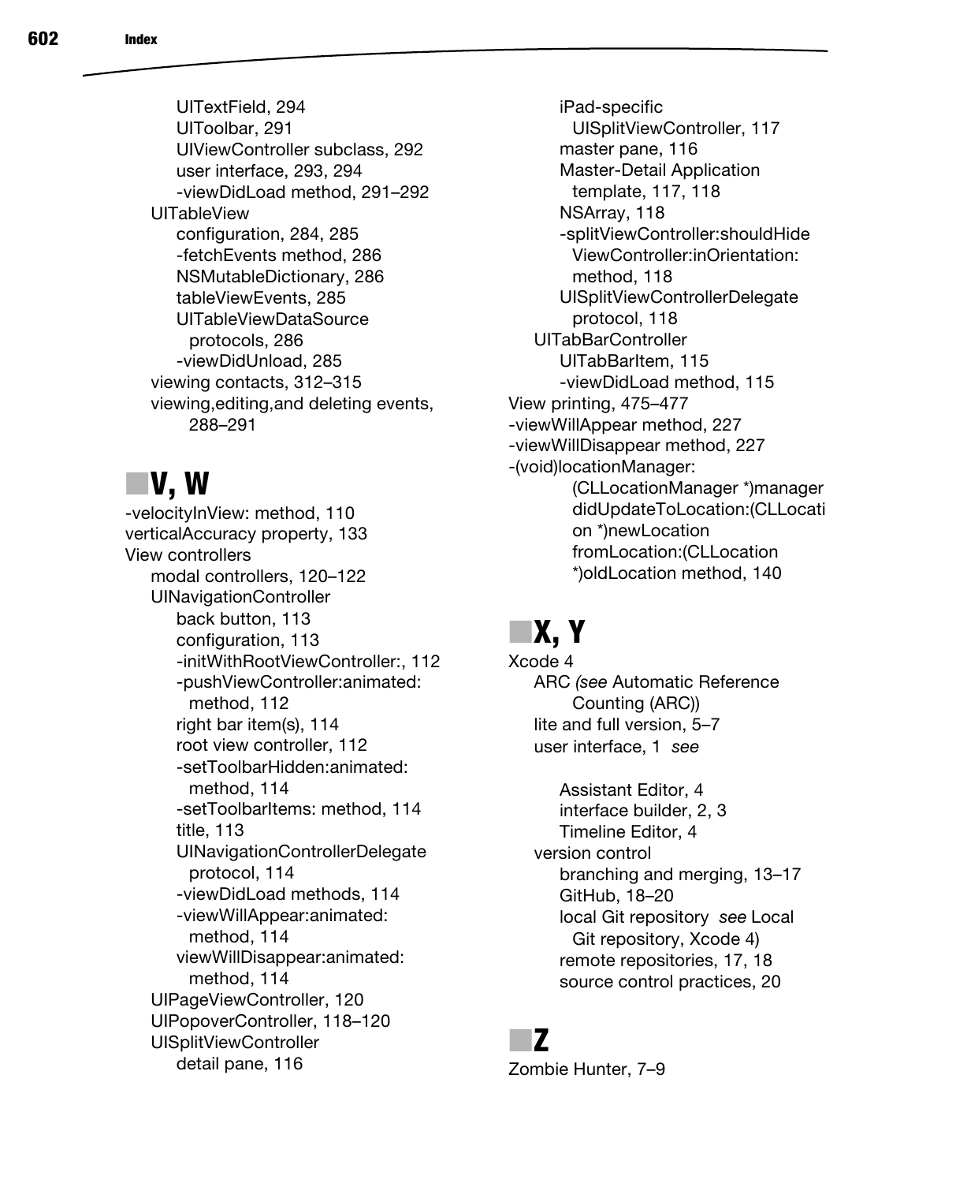UITextField, 294
UIToolbar, 291
UIViewController subclass, 292
user interface, 293, 294
-viewDidLoad method, 291–292

UITableView
configuration, 284, 285
-fetchEvents method, 286
NSMutableDictionary, 286
tableViewEvents, 285
UITableViewDataSource protocols, 286
-viewDidUnload, 285

viewing contacts, 312–315
viewing,editing,and deleting events, 288–291

## V, W

-velocityInView: method, 110
verticalAccuracy property, 133
View controllers
modal controllers, 120–122
UINavigationController
back button, 113
configuration, 113
-initWithRootViewController:, 112
-pushViewController:animated: method, 112
right bar item(s), 114
root view controller, 112
-setToolbarHidden:animated: method, 114
-setToolbarItems: method, 114
title, 113
UINavigationControllerDelegate protocol, 114
-viewDidLoad methods, 114
-viewWillAppear:animated: method, 114
viewWillDisappear:animated: method, 114
UIPageViewController, 120
UIPopoverController, 118–120
UISplitViewController
detail pane, 116
iPad-specific UISplitViewController, 117
master pane, 116
Master-Detail Application template, 117, 118
NSArray, 118
-splitViewController:shouldHideViewController:inOrientation: method, 118
UISplitViewControllerDelegate protocol, 118
UITabBarController
UITabBarItem, 115
-viewDidLoad method, 115

View printing, 475–477
-viewWillAppear method, 227
-viewWillDisappear method, 227
-(void)locationManager:(CLLocationManager *)manager didUpdateToLocation:(CLLocation *)newLocation fromLocation:(CLLocation *)oldLocation method, 140

## X, Y

Xcode 4
ARC (*see* Automatic Reference Counting (ARC))
lite and full version, 5–7
user interface, 1 *see*
Assistant Editor, 4
interface builder, 2, 3
Timeline Editor, 4
version control
branching and merging, 13–17
GitHub, 18–20
local Git repository *see* Local Git repository, Xcode 4)
remote repositories, 17, 18
source control practices, 20

## Z

Zombie Hunter, 7–9